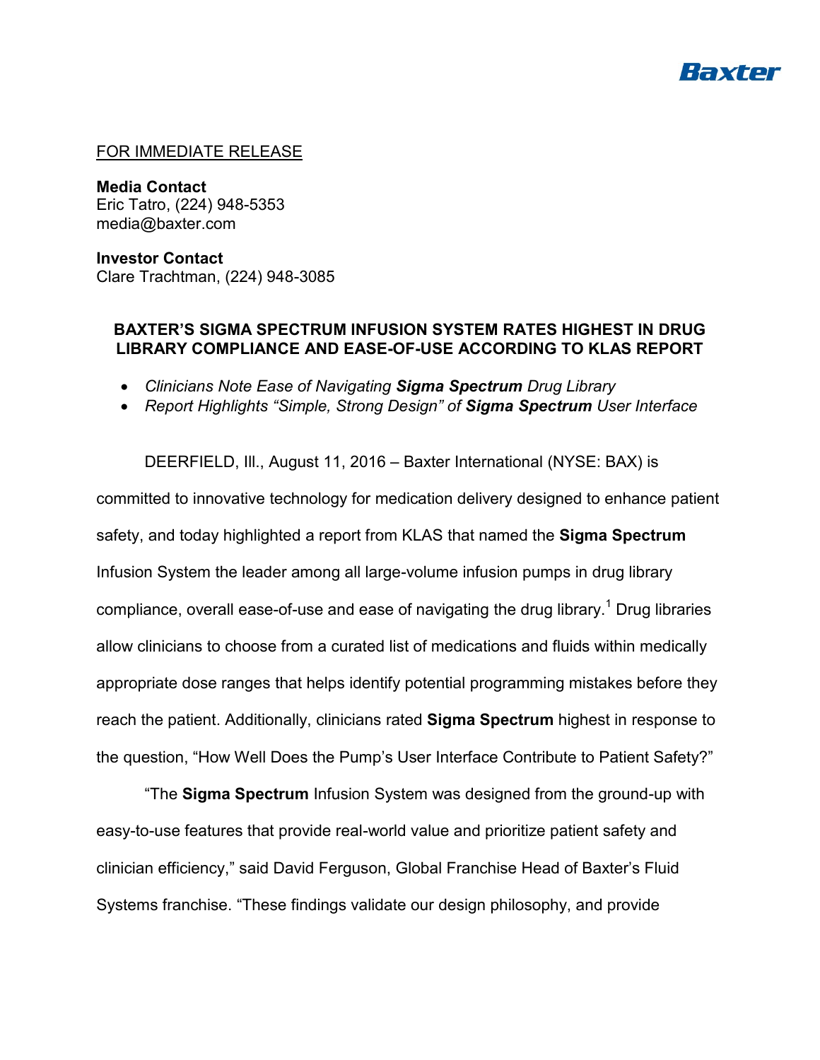Baxter

FOR IMMEDIATE RELEASE

**Media Contact**
Eric Tatro, (224) 948-5353
media@baxter.com

**Investor Contact**
Clare Trachtman, (224) 948-3085

## BAXTER'S SIGMA SPECTRUM INFUSION SYSTEM RATES HIGHEST IN DRUG LIBRARY COMPLIANCE AND EASE-OF-USE ACCORDING TO KLAS REPORT

- *Clinicians Note Ease of Navigating **Sigma Spectrum** Drug Library*
- *Report Highlights "Simple, Strong Design" of **Sigma Spectrum** User Interface*

DEERFIELD, Ill., August 11, 2016 – Baxter International (NYSE: BAX) is committed to innovative technology for medication delivery designed to enhance patient safety, and today highlighted a report from KLAS that named the **Sigma Spectrum** Infusion System the leader among all large-volume infusion pumps in drug library compliance, overall ease-of-use and ease of navigating the drug library.[1] Drug libraries allow clinicians to choose from a curated list of medications and fluids within medically appropriate dose ranges that helps identify potential programming mistakes before they reach the patient. Additionally, clinicians rated **Sigma Spectrum** highest in response to the question, "How Well Does the Pump's User Interface Contribute to Patient Safety?"

"The **Sigma Spectrum** Infusion System was designed from the ground-up with easy-to-use features that provide real-world value and prioritize patient safety and clinician efficiency," said David Ferguson, Global Franchise Head of Baxter's Fluid Systems franchise. "These findings validate our design philosophy, and provide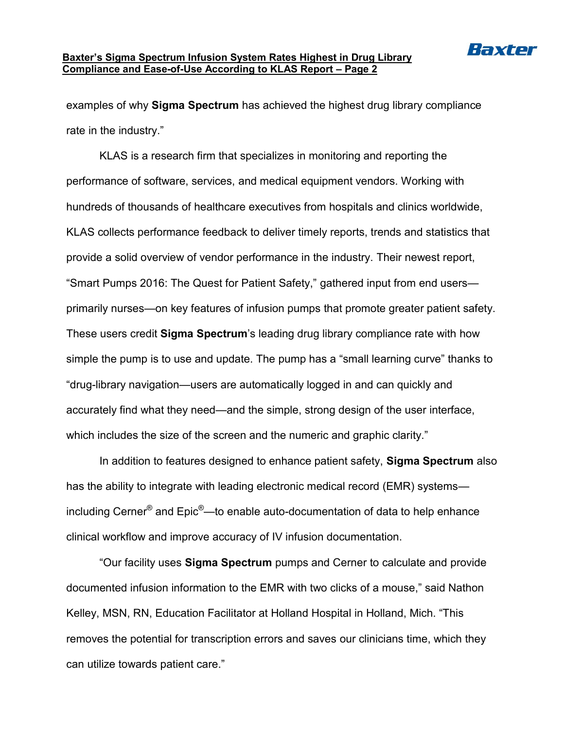examples of why **Sigma Spectrum** has achieved the highest drug library compliance rate in the industry."

KLAS is a research firm that specializes in monitoring and reporting the performance of software, services, and medical equipment vendors. Working with hundreds of thousands of healthcare executives from hospitals and clinics worldwide, KLAS collects performance feedback to deliver timely reports, trends and statistics that provide a solid overview of vendor performance in the industry. Their newest report, "Smart Pumps 2016: The Quest for Patient Safety," gathered input from end users—primarily nurses—on key features of infusion pumps that promote greater patient safety. These users credit **Sigma Spectrum**'s leading drug library compliance rate with how simple the pump is to use and update. The pump has a "small learning curve" thanks to "drug-library navigation—users are automatically logged in and can quickly and accurately find what they need—and the simple, strong design of the user interface, which includes the size of the screen and the numeric and graphic clarity."

In addition to features designed to enhance patient safety, **Sigma Spectrum** also has the ability to integrate with leading electronic medical record (EMR) systems—including Cerner® and Epic®—to enable auto-documentation of data to help enhance clinical workflow and improve accuracy of IV infusion documentation.

"Our facility uses **Sigma Spectrum** pumps and Cerner to calculate and provide documented infusion information to the EMR with two clicks of a mouse," said Nathon Kelley, MSN, RN, Education Facilitator at Holland Hospital in Holland, Mich. "This removes the potential for transcription errors and saves our clinicians time, which they can utilize towards patient care."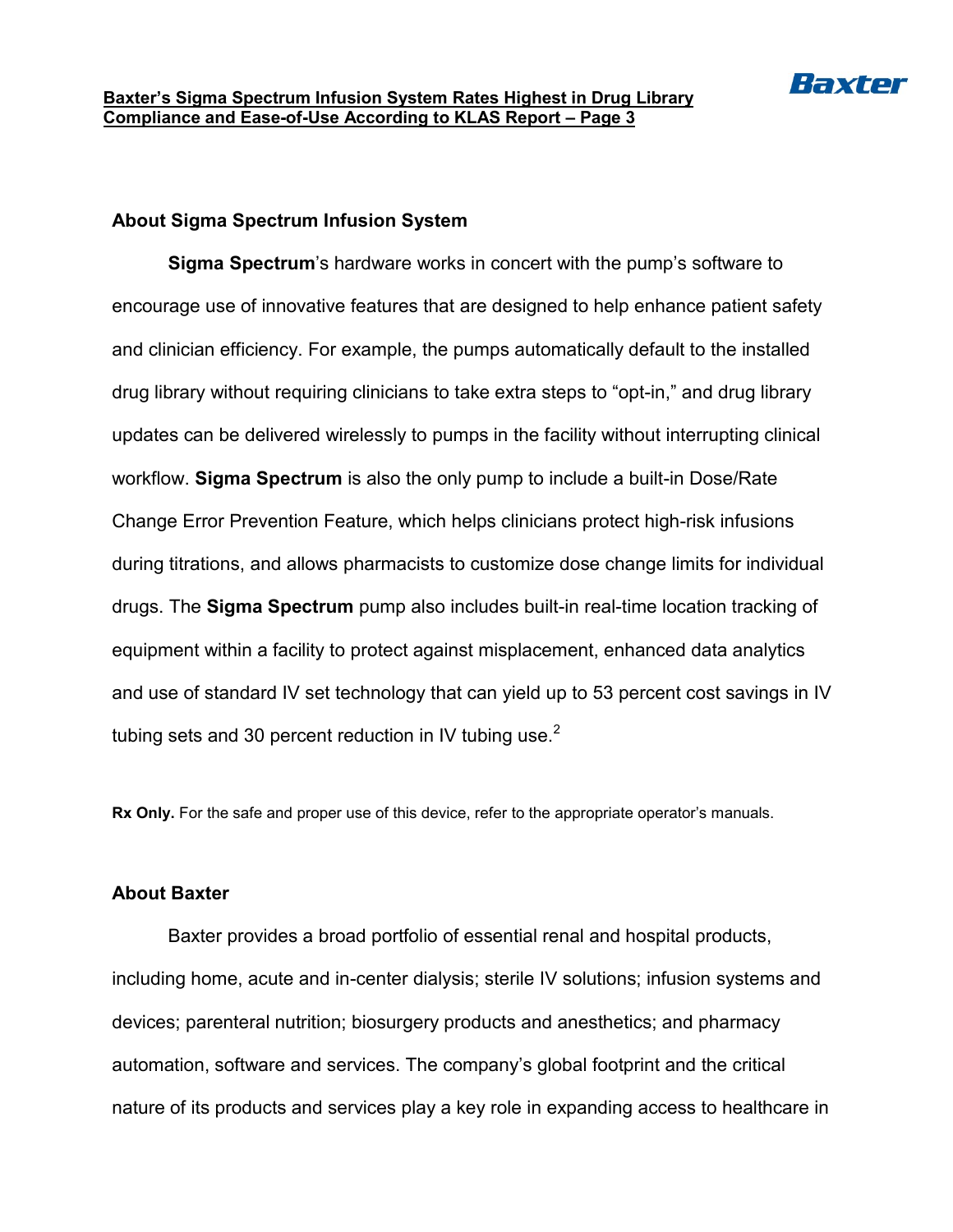## About Sigma Spectrum Infusion System

**Sigma Spectrum**'s hardware works in concert with the pump's software to encourage use of innovative features that are designed to help enhance patient safety and clinician efficiency. For example, the pumps automatically default to the installed drug library without requiring clinicians to take extra steps to "opt-in," and drug library updates can be delivered wirelessly to pumps in the facility without interrupting clinical workflow. **Sigma Spectrum** is also the only pump to include a built-in Dose/Rate Change Error Prevention Feature, which helps clinicians protect high-risk infusions during titrations, and allows pharmacists to customize dose change limits for individual drugs. The **Sigma Spectrum** pump also includes built-in real-time location tracking of equipment within a facility to protect against misplacement, enhanced data analytics and use of standard IV set technology that can yield up to 53 percent cost savings in IV tubing sets and 30 percent reduction in IV tubing use.[2]

**Rx Only.** For the safe and proper use of this device, refer to the appropriate operator's manuals.

## About Baxter

Baxter provides a broad portfolio of essential renal and hospital products, including home, acute and in-center dialysis; sterile IV solutions; infusion systems and devices; parenteral nutrition; biosurgery products and anesthetics; and pharmacy automation, software and services. The company's global footprint and the critical nature of its products and services play a key role in expanding access to healthcare in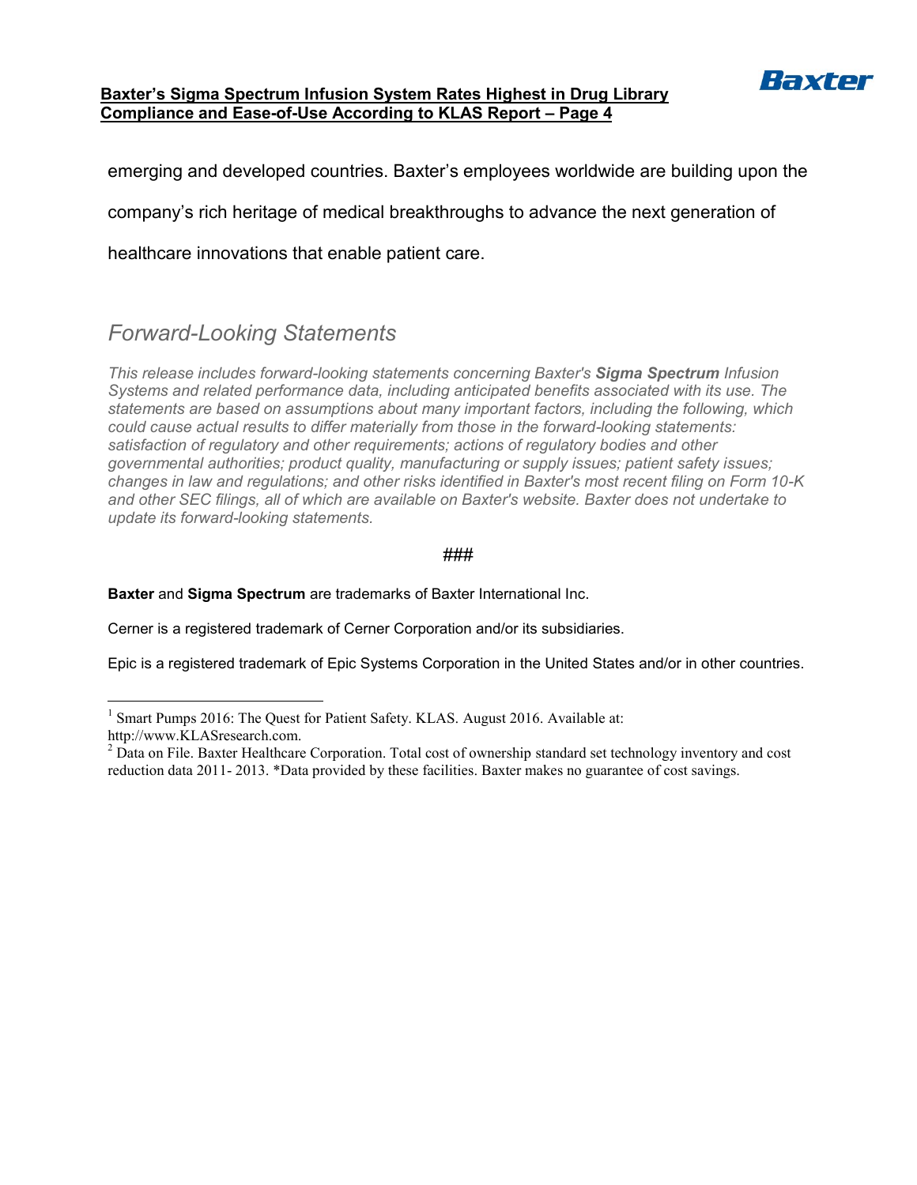emerging and developed countries. Baxter's employees worldwide are building upon the company's rich heritage of medical breakthroughs to advance the next generation of healthcare innovations that enable patient care.

## *Forward-Looking Statements*

*This release includes forward-looking statements concerning Baxter's **Sigma Spectrum** Infusion Systems and related performance data, including anticipated benefits associated with its use. The statements are based on assumptions about many important factors, including the following, which could cause actual results to differ materially from those in the forward-looking statements: satisfaction of regulatory and other requirements; actions of regulatory bodies and other governmental authorities; product quality, manufacturing or supply issues; patient safety issues; changes in law and regulations; and other risks identified in Baxter's most recent filing on Form 10-K and other SEC filings, all of which are available on Baxter's website. Baxter does not undertake to update its forward-looking statements.*

###

**Baxter** and **Sigma Spectrum** are trademarks of Baxter International Inc.

Cerner is a registered trademark of Cerner Corporation and/or its subsidiaries.

Epic is a registered trademark of Epic Systems Corporation in the United States and/or in other countries.

---

[1] Smart Pumps 2016: The Quest for Patient Safety. KLAS. August 2016. Available at: http://www.KLASresearch.com.

[2] Data on File. Baxter Healthcare Corporation. Total cost of ownership standard set technology inventory and cost reduction data 2011- 2013. *Data provided by these facilities. Baxter makes no guarantee of cost savings.